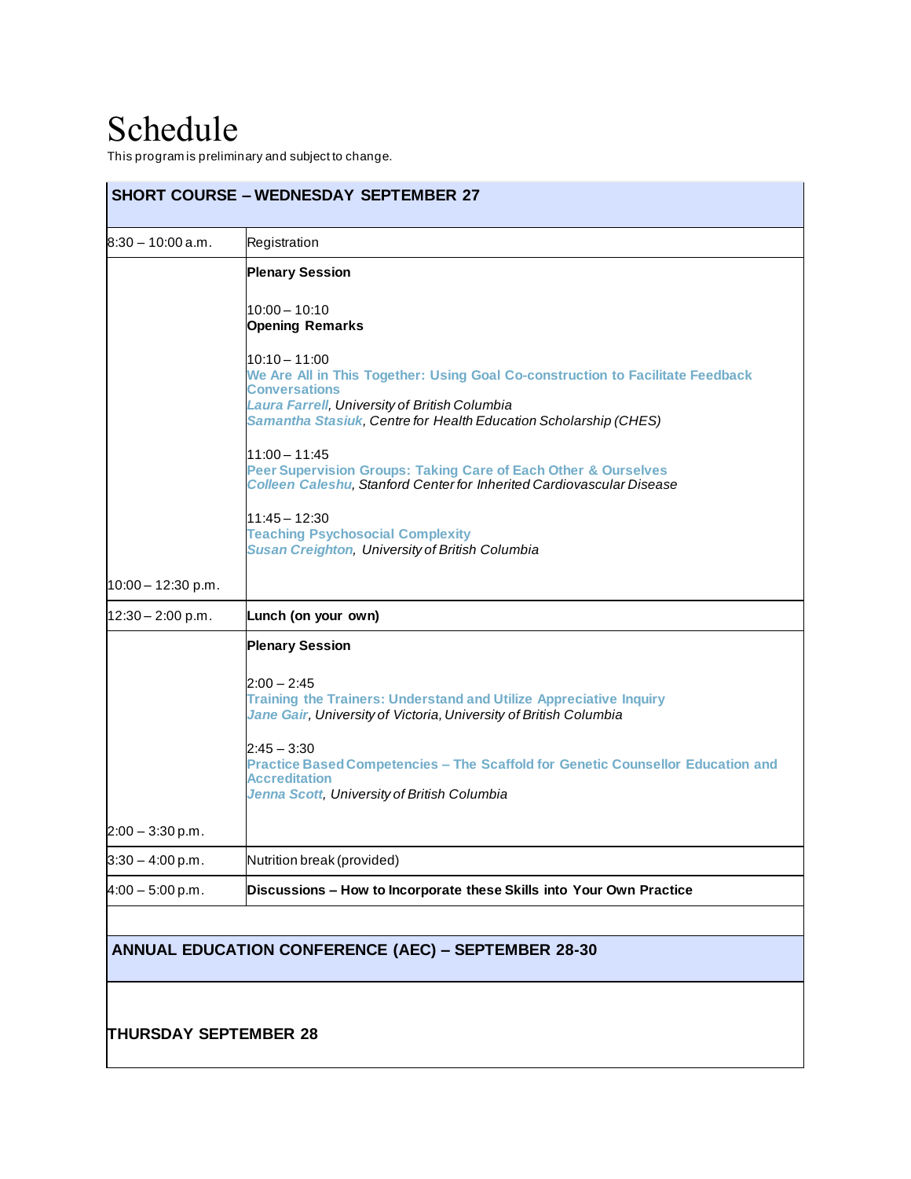# Schedule

This program is preliminary and subject to change.

| SHORT COURSE – WEDNESDAY SEPTEMBER 27 | |
|---|---|
| 8:30 – 10:00 a.m. | Registration |
| 10:00 – 12:30 p.m. | **Plenary Session**<br><br>10:00 – 10:10<br>**Opening Remarks**<br><br>10:10 – 11:00<br>**We Are All in This Together: Using Goal Co-construction to Facilitate Feedback Conversations**<br>*Laura Farrell, University of British Columbia*<br>*Samantha Stasiuk, Centre for Health Education Scholarship (CHES)*<br><br>11:00 – 11:45<br>**Peer Supervision Groups: Taking Care of Each Other & Ourselves**<br>*Colleen Caleshu, Stanford Center for Inherited Cardiovascular Disease*<br><br>11:45 – 12:30<br>**Teaching Psychosocial Complexity**<br>*Susan Creighton, University of British Columbia* |
| 12:30 – 2:00 p.m. | **Lunch (on your own)** |
| 2:00 – 3:30 p.m. | **Plenary Session**<br><br>2:00 – 2:45<br>**Training the Trainers: Understand and Utilize Appreciative Inquiry**<br>*Jane Gair, University of Victoria, University of British Columbia*<br><br>2:45 – 3:30<br>**Practice Based Competencies – The Scaffold for Genetic Counsellor Education and Accreditation**<br>*Jenna Scott, University of British Columbia* |
| 3:30 – 4:00 p.m. | Nutrition break (provided) |
| 4:00 – 5:00 p.m. | **Discussions – How to Incorporate these Skills into Your Own Practice** |

## ANNUAL EDUCATION CONFERENCE (AEC) – SEPTEMBER 28-30

### THURSDAY SEPTEMBER 28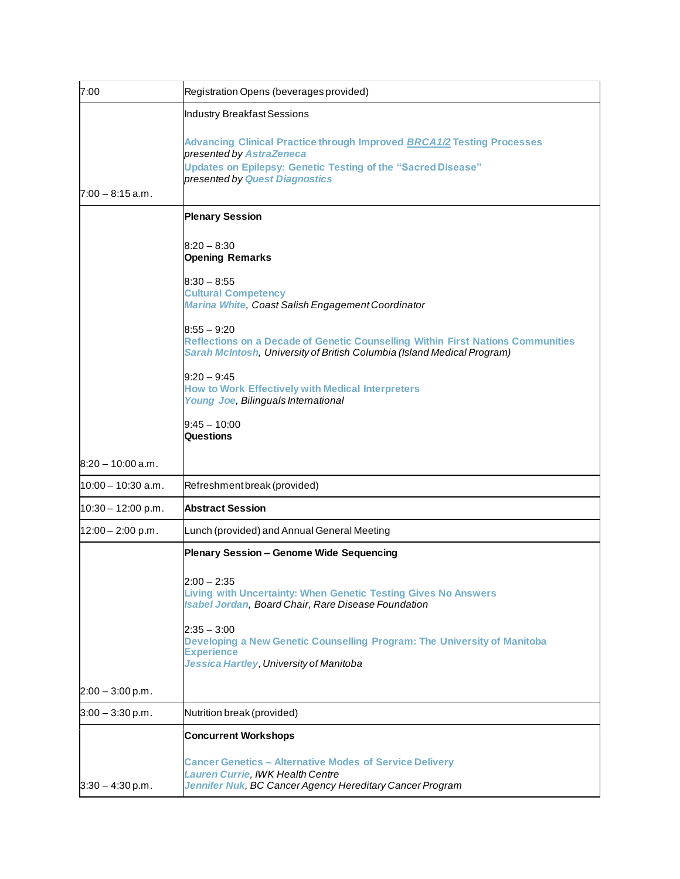| | |
|---|---|
| 7:00 | Registration Opens (beverages provided) |
| 7:00 – 8:15 a.m. | Industry Breakfast Sessions<br><br>**Advancing Clinical Practice through Improved *BRCA1/2* Testing Processes**<br>*presented by* ***AstraZeneca***<br>**Updates on Epilepsy: Genetic Testing of the "Sacred Disease"**<br>*presented by* ***Quest Diagnostics*** |
| 8:20 – 10:00 a.m. | **Plenary Session**<br><br>8:20 – 8:30<br>**Opening Remarks**<br><br>8:30 – 8:55<br>**Cultural Competency**<br>***Marina White****, Coast Salish Engagement Coordinator*<br><br>8:55 – 9:20<br>**Reflections on a Decade of Genetic Counselling Within First Nations Communities**<br>***Sarah McIntosh****, University of British Columbia (Island Medical Program)*<br><br>9:20 – 9:45<br>**How to Work Effectively with Medical Interpreters**<br>***Young Joe****, Bilinguals International*<br><br>9:45 – 10:00<br>**Questions** |
| 10:00 – 10:30 a.m. | Refreshment break (provided) |
| 10:30 – 12:00 p.m. | **Abstract Session** |
| 12:00 – 2:00 p.m. | Lunch (provided) and Annual General Meeting |
| 2:00 – 3:00 p.m. | **Plenary Session – Genome Wide Sequencing**<br><br>2:00 – 2:35<br>**Living with Uncertainty: When Genetic Testing Gives No Answers**<br>***Isabel Jordan****, Board Chair, Rare Disease Foundation*<br><br>2:35 – 3:00<br>**Developing a New Genetic Counselling Program: The University of Manitoba Experience**<br>***Jessica Hartley****, University of Manitoba* |
| 3:00 – 3:30 p.m. | Nutrition break (provided) |
| 3:30 – 4:30 p.m. | **Concurrent Workshops**<br><br>**Cancer Genetics – Alternative Modes of Service Delivery**<br>***Lauren Currie****, IWK Health Centre*<br>***Jennifer Nuk****, BC Cancer Agency Hereditary Cancer Program* |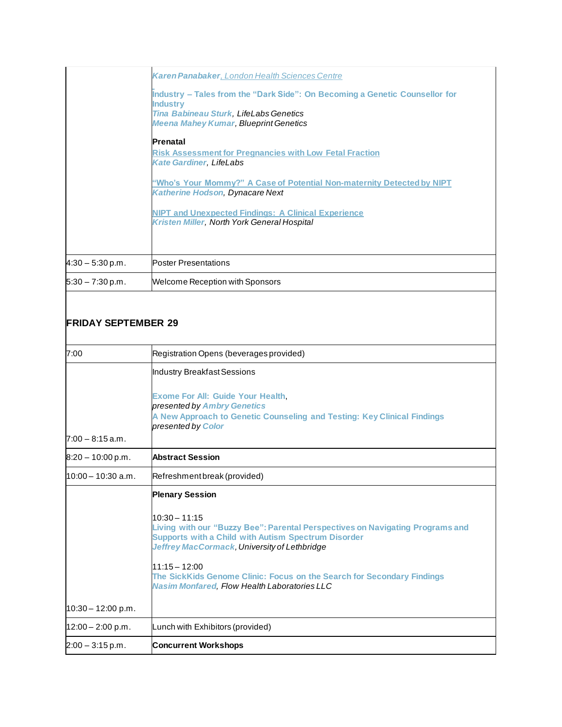| | |
|---|---|
| | ***Karen Panabaker**, London Health Sciences Centre*<br><br>**Industry – Tales from the “Dark Side”: On Becoming a Genetic Counsellor for Industry**<br>***Tina Babineau Sturk**, LifeLabs Genetics*<br>***Meena Mahey Kumar**, Blueprint Genetics*<br><br>**Prenatal**<br>**Risk Assessment for Pregnancies with Low Fetal Fraction**<br>***Kate Gardiner**, LifeLabs*<br><br>**“Who’s Your Mommy?” A Case of Potential Non-maternity Detected by NIPT**<br>***Katherine Hodson**, Dynacare Next*<br><br>**NIPT and Unexpected Findings: A Clinical Experience**<br>***Kristen Miller**, North York General Hospital* |
| 4:30 – 5:30 p.m. | Poster Presentations |
| 5:30 – 7:30 p.m. | Welcome Reception with Sponsors |
| **FRIDAY SEPTEMBER 29** | |
| 7:00 | Registration Opens (beverages provided) |
| 7:00 – 8:15 a.m. | Industry Breakfast Sessions<br><br>**Exome For All: Guide Your Health**,<br>*presented by **Ambry Genetics***<br>**A New Approach to Genetic Counseling and Testing: Key Clinical Findings**<br>*presented by **Color*** |
| 8:20 – 10:00 p.m. | **Abstract Session** |
| 10:00 – 10:30 a.m. | Refreshment break (provided) |
| 10:30 – 12:00 p.m. | **Plenary Session**<br><br>10:30 – 11:15<br>**Living with our “Buzzy Bee”: Parental Perspectives on Navigating Programs and Supports with a Child with Autism Spectrum Disorder**<br>***Jeffrey MacCormack**, University of Lethbridge*<br><br>11:15 – 12:00<br>**The SickKids Genome Clinic: Focus on the Search for Secondary Findings**<br>***Nasim Monfared**, Flow Health Laboratories LLC* |
| 12:00 – 2:00 p.m. | Lunch with Exhibitors (provided) |
| 2:00 – 3:15 p.m. | **Concurrent Workshops** |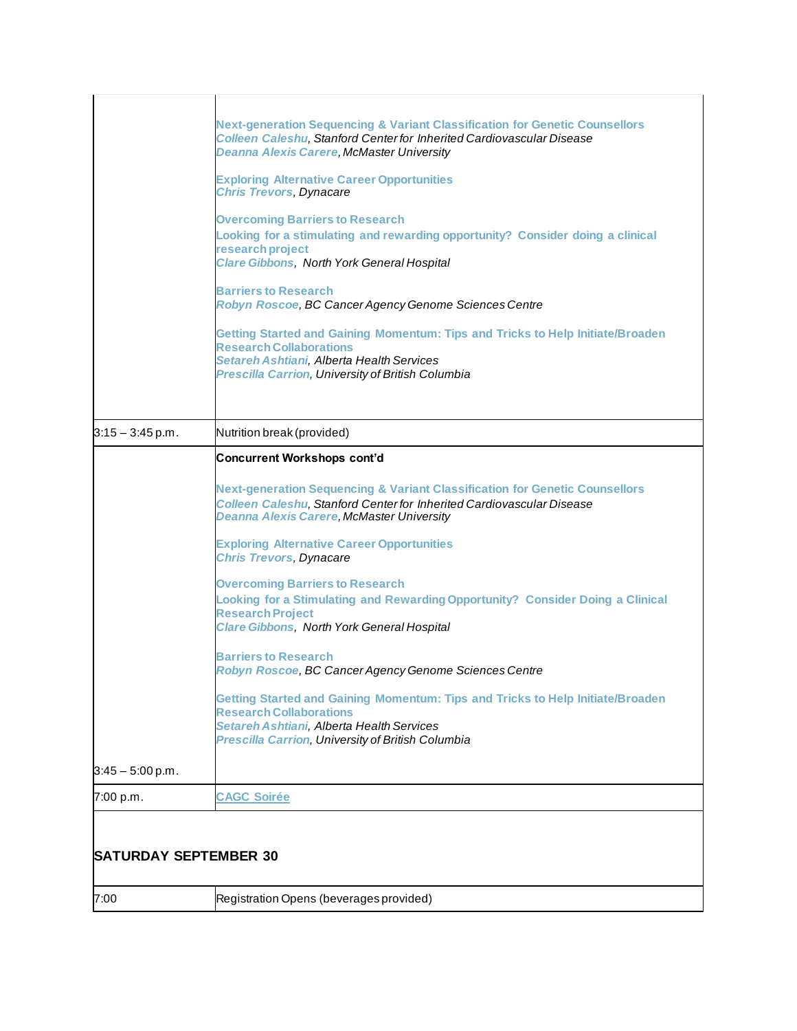| | |
|---|---|
| | **Next-generation Sequencing & Variant Classification for Genetic Counsellors**<br>***Colleen Caleshu****, Stanford Center for Inherited Cardiovascular Disease*<br>***Deanna Alexis Carere****, McMaster University*<br><br>**Exploring Alternative Career Opportunities**<br>***Chris Trevors****, Dynacare*<br><br>**Overcoming Barriers to Research**<br>**Looking for a stimulating and rewarding opportunity? Consider doing a clinical research project**<br>***Clare Gibbons****, North York General Hospital*<br><br>**Barriers to Research**<br>***Robyn Roscoe****, BC Cancer Agency Genome Sciences Centre*<br><br>**Getting Started and Gaining Momentum: Tips and Tricks to Help Initiate/Broaden Research Collaborations**<br>***Setareh Ashtiani****, Alberta Health Services*<br>***Prescilla Carrion****, University of British Columbia* |
| 3:15 – 3:45 p.m. | Nutrition break (provided) |
| 3:45 – 5:00 p.m. | **Concurrent Workshops cont'd**<br><br>**Next-generation Sequencing & Variant Classification for Genetic Counsellors**<br>***Colleen Caleshu****, Stanford Center for Inherited Cardiovascular Disease*<br>***Deanna Alexis Carere****, McMaster University*<br><br>**Exploring Alternative Career Opportunities**<br>***Chris Trevors****, Dynacare*<br><br>**Overcoming Barriers to Research**<br>**Looking for a Stimulating and Rewarding Opportunity? Consider Doing a Clinical Research Project**<br>***Clare Gibbons****, North York General Hospital*<br><br>**Barriers to Research**<br>***Robyn Roscoe****, BC Cancer Agency Genome Sciences Centre*<br><br>**Getting Started and Gaining Momentum: Tips and Tricks to Help Initiate/Broaden Research Collaborations**<br>***Setareh Ashtiani****, Alberta Health Services*<br>***Prescilla Carrion****, University of British Columbia* |
| 7:00 p.m. | CAGC Soirée |

**SATURDAY SEPTEMBER 30**

| | |
|---|---|
| 7:00 | Registration Opens (beverages provided) |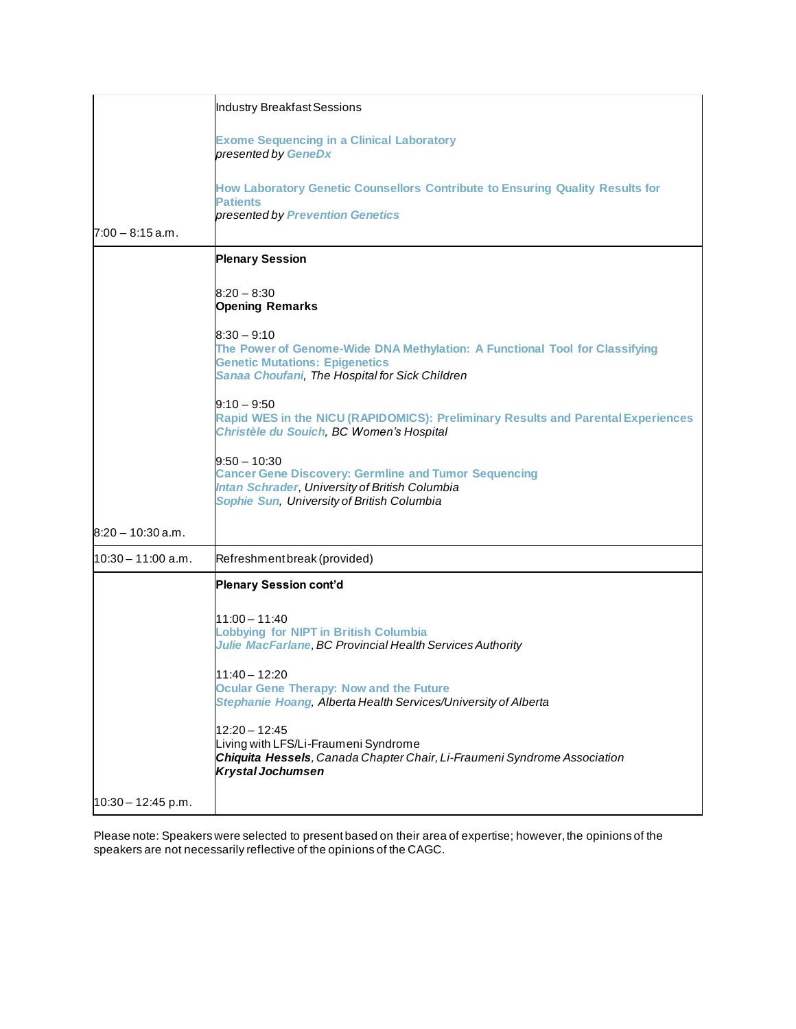| | |
|---|---|
| 7:00 – 8:15 a.m. | Industry Breakfast Sessions<br><br>**Exome Sequencing in a Clinical Laboratory**<br>*presented by* ***GeneDx***<br><br>**How Laboratory Genetic Counsellors Contribute to Ensuring Quality Results for Patients**<br>*presented by* ***Prevention Genetics*** |
| 8:20 – 10:30 a.m. | **Plenary Session**<br><br>8:20 – 8:30<br>**Opening Remarks**<br><br>8:30 – 9:10<br>**The Power of Genome-Wide DNA Methylation: A Functional Tool for Classifying Genetic Mutations: Epigenetics**<br>***Sanaa Choufani****, The Hospital for Sick Children*<br><br>9:10 – 9:50<br>**Rapid WES in the NICU (RAPIDOMICS): Preliminary Results and Parental Experiences**<br>***Christèle du Souich****, BC Women's Hospital*<br><br>9:50 – 10:30<br>**Cancer Gene Discovery: Germline and Tumor Sequencing**<br>***Intan Schrader****, University of British Columbia*<br>***Sophie Sun****, University of British Columbia* |
| 10:30 – 11:00 a.m. | Refreshment break (provided) |
| 10:30 – 12:45 p.m. | **Plenary Session cont'd**<br><br>11:00 – 11:40<br>**Lobbying for NIPT in British Columbia**<br>***Julie MacFarlane****, BC Provincial Health Services Authority*<br><br>11:40 – 12:20<br>**Ocular Gene Therapy: Now and the Future**<br>***Stephanie Hoang****, Alberta Health Services/University of Alberta*<br><br>12:20 – 12:45<br>Living with LFS/Li-Fraumeni Syndrome<br>***Chiquita Hessels****, Canada Chapter Chair, Li-Fraumeni Syndrome Association*<br>***Krystal Jochumsen*** |

Please note: Speakers were selected to present based on their area of expertise; however, the opinions of the speakers are not necessarily reflective of the opinions of the CAGC.